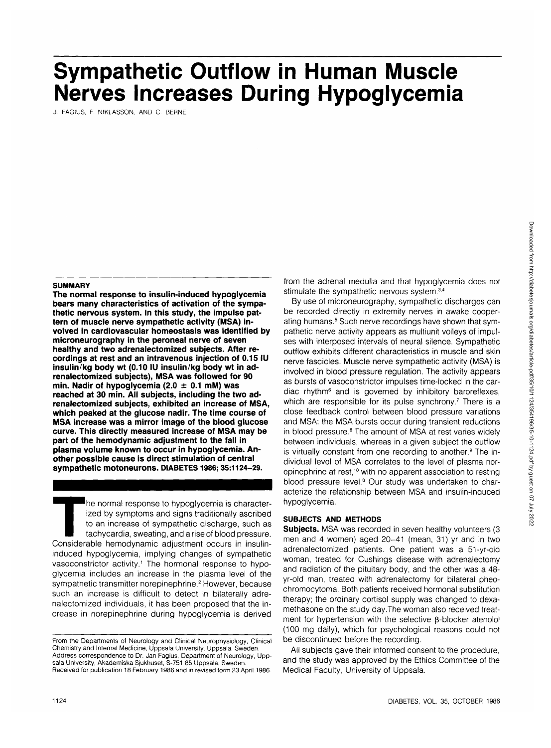# Sympathetic Outflow in Human Muscle Nerves Increases During Hypoglycemia

J. FAGIUS, F. NIKLASSON, AND C. BERNE

### SUMMARY

**The normal response to insulin-induced hypoglycemia bears many characteristics of activation of the sympathetic nervous system. In this study, the impulse pattern of muscle nerve sympathetic activity (MSA) involved in cardiovascular homeostasis was identified by microneurography in the peroneal nerve of seven healthy and two adrenalectomized subjects. After recordings at rest and an intravenous injection of 0.15 IU insulin/kg body wt (0.10 IU insulin/kg body wt in adrenalectomized subjects), MSA was followed for 90 min. Nadir of hypoglycemia (2.0 ± 0.1 mM) was reached at 30 min. All subjects, including the two adrenalectomized subjects, exhibited an increase of MSA, which peaked at the glucose nadir. The time course of MSA increase was a mirror image of the blood glucose curve. This directly measured increase of MSA may be part of the hemodynamic adjustment to the fall in plasma volume known to occur in hypoglycemia. Another possible cause is direct stimulation of central sympathetic motoneurons. DIABETES 1986; 35:1124–29.**

The normal response to hypoglycemia is characterized by symptoms and signs traditionally ascribed to an increase of sympathetic discharge, such as tachycardia, sweating, and a rise of blood pressure. Considerable hemodynamic adjustment occurs in insulin-induced hypoglycemia, implying changes of sympathetic vasoconstrictor activity.[1] The hormonal response to hypoglycemia includes an increase in the plasma level of the sympathetic transmitter norepinephrine.[2] However, because such an increase is difficult to detect in bilaterally adrenalectomized individuals, it has been proposed that the increase in norepinephrine during hypoglycemia is derived from the adrenal medulla and that hypoglycemia does not stimulate the sympathetic nervous system.[3,4]

By use of microneurography, sympathetic discharges can be recorded directly in extremity nerves in awake cooperating humans.[5] Such nerve recordings have shown that sympathetic nerve activity appears as multiunit volleys of impulses with interposed intervals of neural silence. Sympathetic outflow exhibits different characteristics in muscle and skin nerve fascicles. Muscle nerve sympathetic activity (MSA) is involved in blood pressure regulation. The activity appears as bursts of vasoconstrictor impulses time-locked in the cardiac rhythm[6] and is governed by inhibitory baroreflexes, which are responsible for its pulse synchrony.[7] There is a close feedback control between blood pressure variations and MSA: the MSA bursts occur during transient reductions in blood pressure.[8] The amount of MSA at rest varies widely between individuals, whereas in a given subject the outflow is virtually constant from one recording to another.[9] The individual level of MSA correlates to the level of plasma norepinephrine at rest,[10] with no apparent association to resting blood pressure level.[8] Our study was undertaken to characterize the relationship between MSA and insulin-induced hypoglycemia.

## SUBJECTS AND METHODS

**Subjects.** MSA was recorded in seven healthy volunteers (3 men and 4 women) aged 20–41 (mean, 31) yr and in two adrenalectomized patients. One patient was a 51-yr-old woman, treated for Cushings disease with adrenalectomy and radiation of the pituitary body, and the other was a 48-yr-old man, treated with adrenalectomy for bilateral pheochromocytoma. Both patients received hormonal substitution therapy; the ordinary cortisol supply was changed to dexamethasone on the study day. The woman also received treatment for hypertension with the selective β-blocker atenolol (100 mg daily), which for psychological reasons could not be discontinued before the recording.

All subjects gave their informed consent to the procedure, and the study was approved by the Ethics Committee of the Medical Faculty, University of Uppsala.

From the Departments of Neurology and Clinical Neurophysiology, Clinical Chemistry and Internal Medicine, Uppsala University, Uppsala, Sweden. Address correspondence to Dr. Jan Fagius, Department of Neurology, Uppsala University, Akademiska Sjukhuset, S-751 85 Uppsala, Sweden. Received for publication 18 February 1986 and in revised form 23 April 1986.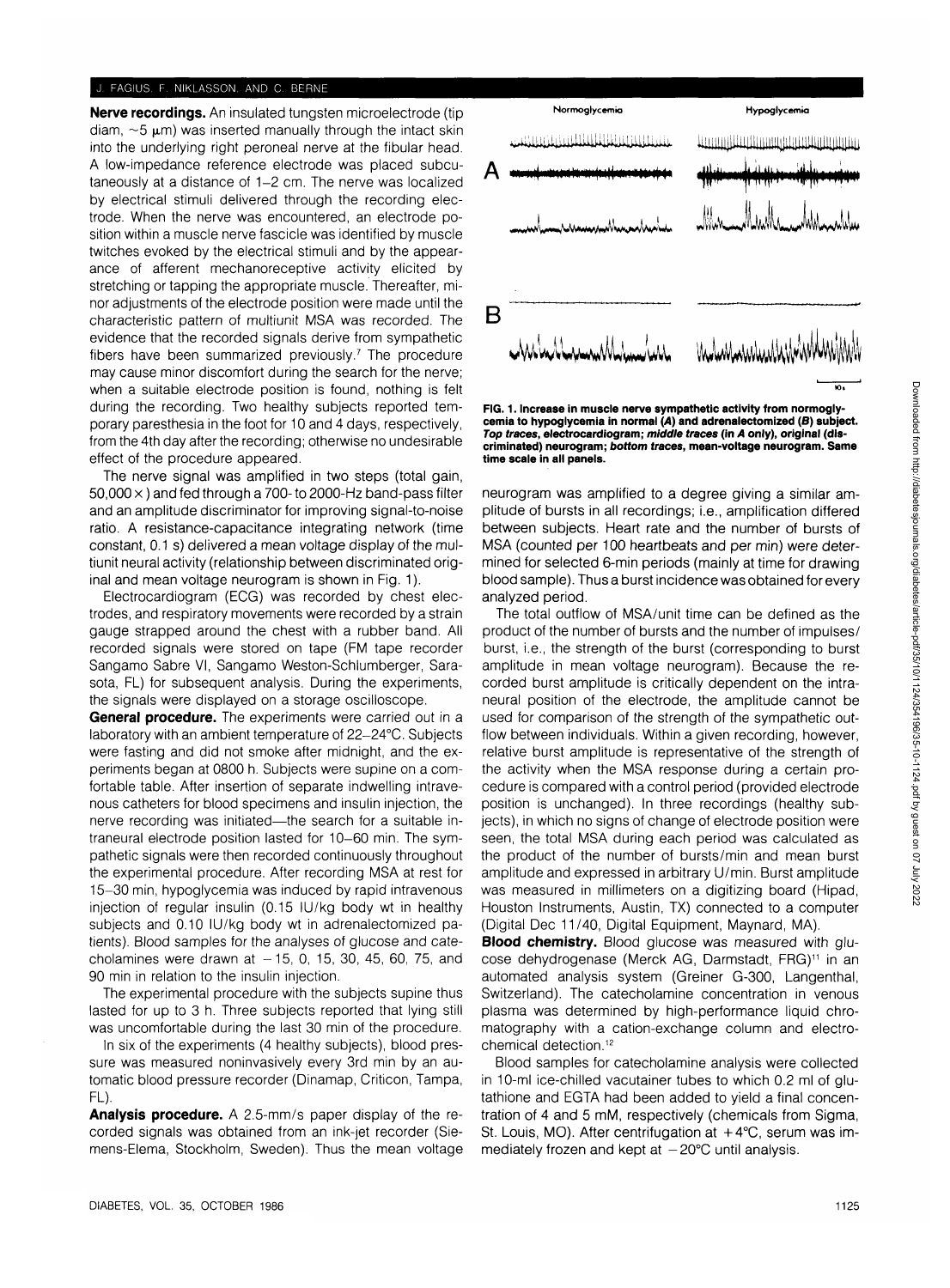**Nerve recordings.** An insulated tungsten microelectrode (tip diam, ~5 μm) was inserted manually through the intact skin into the underlying right peroneal nerve at the fibular head. A low-impedance reference electrode was placed subcutaneously at a distance of 1–2 cm. The nerve was localized by electrical stimuli delivered through the recording electrode. When the nerve was encountered, an electrode position within a muscle nerve fascicle was identified by muscle twitches evoked by the electrical stimuli and by the appearance of afferent mechanoreceptive activity elicited by stretching or tapping the appropriate muscle. Thereafter, minor adjustments of the electrode position were made until the characteristic pattern of multiunit MSA was recorded. The evidence that the recorded signals derive from sympathetic fibers have been summarized previously.[7] The procedure may cause minor discomfort during the search for the nerve; when a suitable electrode position is found, nothing is felt during the recording. Two healthy subjects reported temporary paresthesia in the foot for 10 and 4 days, respectively, from the 4th day after the recording; otherwise no undesirable effect of the procedure appeared.

The nerve signal was amplified in two steps (total gain, 50,000×) and fed through a 700- to 2000-Hz band-pass filter and an amplitude discriminator for improving signal-to-noise ratio. A resistance-capacitance integrating network (time constant, 0.1 s) delivered a mean voltage display of the multiunit neural activity (relationship between discriminated original and mean voltage neurogram is shown in Fig. 1).

Electrocardiogram (ECG) was recorded by chest electrodes, and respiratory movements were recorded by a strain gauge strapped around the chest with a rubber band. All recorded signals were stored on tape (FM tape recorder Sangamo Sabre VI, Sangamo Weston-Schlumberger, Sarasota, FL) for subsequent analysis. During the experiments, the signals were displayed on a storage oscilloscope.

**General procedure.** The experiments were carried out in a laboratory with an ambient temperature of 22–24°C. Subjects were fasting and did not smoke after midnight, and the experiments began at 0800 h. Subjects were supine on a comfortable table. After insertion of separate indwelling intravenous catheters for blood specimens and insulin injection, the nerve recording was initiated—the search for a suitable intraneural electrode position lasted for 10–60 min. The sympathetic signals were then recorded continuously throughout the experimental procedure. After recording MSA at rest for 15–30 min, hypoglycemia was induced by rapid intravenous injection of regular insulin (0.15 IU/kg body wt in healthy subjects and 0.10 IU/kg body wt in adrenalectomized patients). Blood samples for the analyses of glucose and catecholamines were drawn at −15, 0, 15, 30, 45, 60, 75, and 90 min in relation to the insulin injection.

The experimental procedure with the subjects supine thus lasted for up to 3 h. Three subjects reported that lying still was uncomfortable during the last 30 min of the procedure.

In six of the experiments (4 healthy subjects), blood pressure was measured noninvasively every 3rd min by an automatic blood pressure recorder (Dinamap, Criticon, Tampa, FL).

**Analysis procedure.** A 2.5-mm/s paper display of the recorded signals was obtained from an ink-jet recorder (Siemens-Elema, Stockholm, Sweden). Thus the mean voltage neurogram was amplified to a degree giving a similar amplitude of bursts in all recordings; i.e., amplification differed between subjects. Heart rate and the number of bursts of MSA (counted per 100 heartbeats and per min) were determined for selected 6-min periods (mainly at time for drawing blood sample). Thus a burst incidence was obtained for every analyzed period.

The total outflow of MSA/unit time can be defined as the product of the number of bursts and the number of impulses/burst, i.e., the strength of the burst (corresponding to burst amplitude in mean voltage neurogram). Because the recorded burst amplitude is critically dependent on the intraneural position of the electrode, the amplitude cannot be used for comparison of the strength of the sympathetic outflow between individuals. Within a given recording, however, relative burst amplitude is representative of the strength of the activity when the MSA response during a certain procedure is compared with a control period (provided electrode position is unchanged). In three recordings (healthy subjects), in which no signs of change of electrode position were seen, the total MSA during each period was calculated as the product of the number of bursts/min and mean burst amplitude and expressed in arbitrary U/min. Burst amplitude was measured in millimeters on a digitizing board (Hipad, Houston Instruments, Austin, TX) connected to a computer (Digital Dec 11/40, Digital Equipment, Maynard, MA).

**Blood chemistry.** Blood glucose was measured with glucose dehydrogenase (Merck AG, Darmstadt, FRG)[11] in an automated analysis system (Greiner G-300, Langenthal, Switzerland). The catecholamine concentration in venous plasma was determined by high-performance liquid chromatography with a cation-exchange column and electrochemical detection.[12]

Blood samples for catecholamine analysis were collected in 10-ml ice-chilled vacutainer tubes to which 0.2 ml of glutathione and EGTA had been added to yield a final concentration of 4 and 5 mM, respectively (chemicals from Sigma, St. Louis, MO). After centrifugation at +4°C, serum was immediately frozen and kept at −20°C until analysis.

**FIG. 1. Increase in muscle nerve sympathetic activity from normoglycemia to hypoglycemia in normal (*A*) and adrenalectomized (*B*) subject. *Top traces*, electrocardiogram; *middle traces* (in *A* only), original (discriminated) neurogram; *bottom traces*, mean-voltage neurogram. Same time scale in all panels.**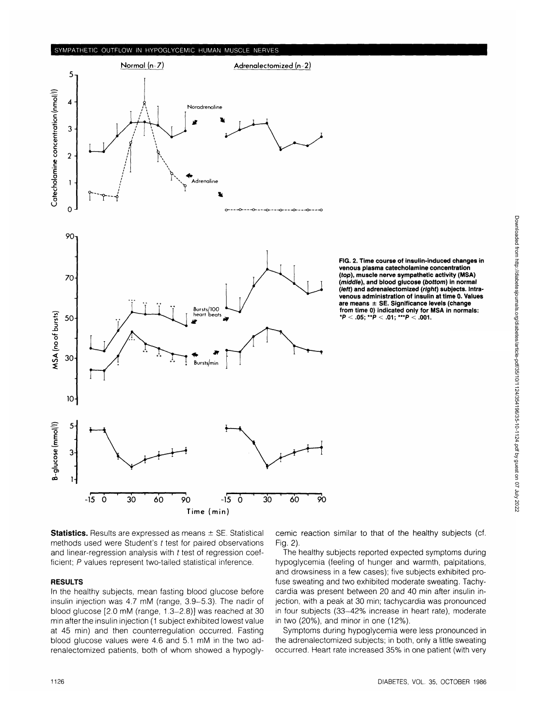FIG. 2. Time course of insulin-induced changes in venous plasma catecholamine concentration (*top*), muscle nerve sympathetic activity (MSA) (*middle*), and blood glucose (*bottom*) in normal (*left*) and adrenalectomized (*right*) subjects. Intravenous administration of insulin at time 0. Values are means ± SE. Significance levels (change from time 0) indicated only for MSA in normals: $*P < .05$; $**P < .01$; $***P < .001$.

**Statistics.** Results are expressed as means ± SE. Statistical methods used were Student's *t* test for paired observations and linear-regression analysis with *t* test of regression coefficient; *P* values represent two-tailed statistical inference.

## RESULTS

In the healthy subjects, mean fasting blood glucose before insulin injection was 4.7 mM (range, 3.9–5.3). The nadir of blood glucose [2.0 mM (range, 1.3–2.8)] was reached at 30 min after the insulin injection (1 subject exhibited lowest value at 45 min) and then counterregulation occurred. Fasting blood glucose values were 4.6 and 5.1 mM in the two adrenalectomized patients, both of whom showed a hypoglycemic reaction similar to that of the healthy subjects (cf. Fig. 2).

The healthy subjects reported expected symptoms during hypoglycemia (feeling of hunger and warmth, palpitations, and drowsiness in a few cases); five subjects exhibited profuse sweating and two exhibited moderate sweating. Tachycardia was present between 20 and 40 min after insulin injection, with a peak at 30 min; tachycardia was pronounced in four subjects (33–42% increase in heart rate), moderate in two (20%), and minor in one (12%).

Symptoms during hypoglycemia were less pronounced in the adrenalectomized subjects; in both, only a little sweating occurred. Heart rate increased 35% in one patient (with very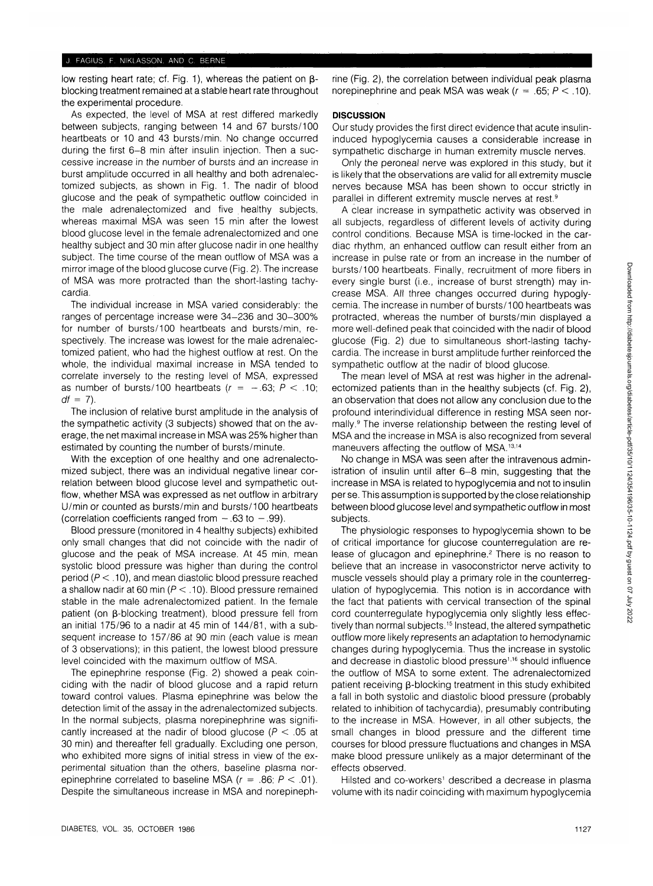low resting heart rate; cf. Fig. 1), whereas the patient on β-blocking treatment remained at a stable heart rate throughout the experimental procedure.

As expected, the level of MSA at rest differed markedly between subjects, ranging between 14 and 67 bursts/100 heartbeats or 10 and 43 bursts/min. No change occurred during the first 6–8 min after insulin injection. Then a successive increase in the number of bursts and an increase in burst amplitude occurred in all healthy and both adrenalectomized subjects, as shown in Fig. 1. The nadir of blood glucose and the peak of sympathetic outflow coincided in the male adrenalectomized and five healthy subjects, whereas maximal MSA was seen 15 min after the lowest blood glucose level in the female adrenalectomized and one healthy subject and 30 min after glucose nadir in one healthy subject. The time course of the mean outflow of MSA was a mirror image of the blood glucose curve (Fig. 2). The increase of MSA was more protracted than the short-lasting tachycardia.

The individual increase in MSA varied considerably: the ranges of percentage increase were 34–236 and 30–300% for number of bursts/100 heartbeats and bursts/min, respectively. The increase was lowest for the male adrenalectomized patient, who had the highest outflow at rest. On the whole, the individual maximal increase in MSA tended to correlate inversely to the resting level of MSA, expressed as number of bursts/100 heartbeats ($r = -.63$; $P < .10$; $df = 7$).

The inclusion of relative burst amplitude in the analysis of the sympathetic activity (3 subjects) showed that on the average, the net maximal increase in MSA was 25% higher than estimated by counting the number of bursts/minute.

With the exception of one healthy and one adrenalectomized subject, there was an individual negative linear correlation between blood glucose level and sympathetic outflow, whether MSA was expressed as net outflow in arbitrary U/min or counted as bursts/min and bursts/100 heartbeats (correlation coefficients ranged from −.63 to −.99).

Blood pressure (monitored in 4 healthy subjects) exhibited only small changes that did not coincide with the nadir of glucose and the peak of MSA increase. At 45 min, mean systolic blood pressure was higher than during the control period ($P < .10$), and mean diastolic blood pressure reached a shallow nadir at 60 min ($P < .10$). Blood pressure remained stable in the male adrenalectomized patient. In the female patient (on β-blocking treatment), blood pressure fell from an initial 175/96 to a nadir at 45 min of 144/81, with a subsequent increase to 157/86 at 90 min (each value is mean of 3 observations); in this patient, the lowest blood pressure level coincided with the maximum outflow of MSA.

The epinephrine response (Fig. 2) showed a peak coinciding with the nadir of blood glucose and a rapid return toward control values. Plasma epinephrine was below the detection limit of the assay in the adrenalectomized subjects. In the normal subjects, plasma norepinephrine was significantly increased at the nadir of blood glucose ($P < .05$ at 30 min) and thereafter fell gradually. Excluding one person, who exhibited more signs of initial stress in view of the experimental situation than the others, baseline plasma norepinephrine correlated to baseline MSA ($r = .86$; $P < .01$). Despite the simultaneous increase in MSA and norepinephrine (Fig. 2), the correlation between individual peak plasma norepinephrine and peak MSA was weak ($r = .65$; $P < .10$).

## DISCUSSION

Our study provides the first direct evidence that acute insulin-induced hypoglycemia causes a considerable increase in sympathetic discharge in human extremity muscle nerves.

Only the peroneal nerve was explored in this study, but it is likely that the observations are valid for all extremity muscle nerves because MSA has been shown to occur strictly in parallel in different extremity muscle nerves at rest.[9]

A clear increase in sympathetic activity was observed in all subjects, regardless of different levels of activity during control conditions. Because MSA is time-locked in the cardiac rhythm, an enhanced outflow can result either from an increase in pulse rate or from an increase in the number of bursts/100 heartbeats. Finally, recruitment of more fibers in every single burst (i.e., increase of burst strength) may increase MSA. All three changes occurred during hypoglycemia. The increase in number of bursts/100 heartbeats was protracted, whereas the number of bursts/min displayed a more well-defined peak that coincided with the nadir of blood glucose (Fig. 2) due to simultaneous short-lasting tachycardia. The increase in burst amplitude further reinforced the sympathetic outflow at the nadir of blood glucose.

The mean level of MSA at rest was higher in the adrenalectomized patients than in the healthy subjects (cf. Fig. 2), an observation that does not allow any conclusion due to the profound interindividual difference in resting MSA seen normally.[9] The inverse relationship between the resting level of MSA and the increase in MSA is also recognized from several maneuvers affecting the outflow of MSA.[13,14]

No change in MSA was seen after the intravenous administration of insulin until after 6–8 min, suggesting that the increase in MSA is related to hypoglycemia and not to insulin per se. This assumption is supported by the close relationship between blood glucose level and sympathetic outflow in most subjects.

The physiologic responses to hypoglycemia shown to be of critical importance for glucose counterregulation are release of glucagon and epinephrine.[2] There is no reason to believe that an increase in vasoconstrictor nerve activity to muscle vessels should play a primary role in the counterregulation of hypoglycemia. This notion is in accordance with the fact that patients with cervical transection of the spinal cord counterregulate hypoglycemia only slightly less effectively than normal subjects.[15] Instead, the altered sympathetic outflow more likely represents an adaptation to hemodynamic changes during hypoglycemia. Thus the increase in systolic and decrease in diastolic blood pressure[1,16] should influence the outflow of MSA to some extent. The adrenalectomized patient receiving β-blocking treatment in this study exhibited a fall in both systolic and diastolic blood pressure (probably related to inhibition of tachycardia), presumably contributing to the increase in MSA. However, in all other subjects, the small changes in blood pressure and the different time courses for blood pressure fluctuations and changes in MSA make blood pressure unlikely as a major determinant of the effects observed.

Hilsted and co-workers[1] described a decrease in plasma volume with its nadir coinciding with maximum hypoglycemia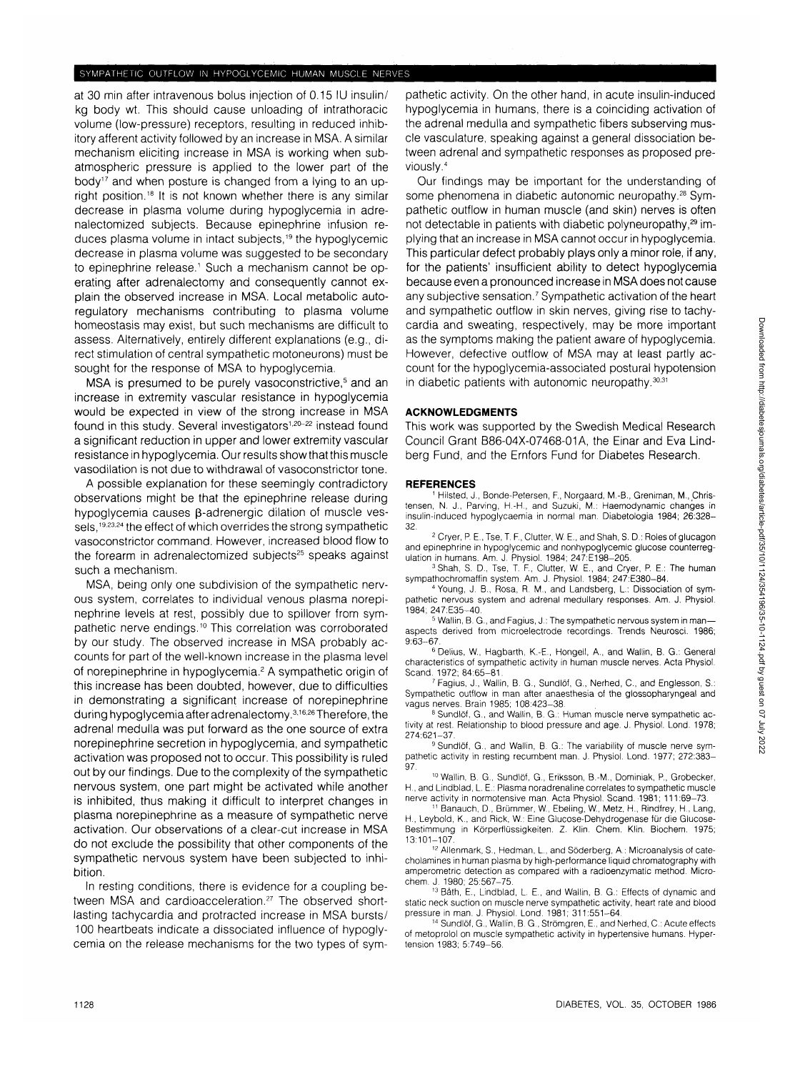at 30 min after intravenous bolus injection of 0.15 IU insulin/kg body wt. This should cause unloading of intrathoracic volume (low-pressure) receptors, resulting in reduced inhibitory afferent activity followed by an increase in MSA. A similar mechanism eliciting increase in MSA is working when subatmospheric pressure is applied to the lower part of the body[17] and when posture is changed from a lying to an upright position.[18] It is not known whether there is any similar decrease in plasma volume during hypoglycemia in adrenalectomized subjects. Because epinephrine infusion reduces plasma volume in intact subjects,[19] the hypoglycemic decrease in plasma volume was suggested to be secondary to epinephrine release.[1] Such a mechanism cannot be operating after adrenalectomy and consequently cannot explain the observed increase in MSA. Local metabolic autoregulatory mechanisms contributing to plasma volume homeostasis may exist, but such mechanisms are difficult to assess. Alternatively, entirely different explanations (e.g., direct stimulation of central sympathetic motoneurons) must be sought for the response of MSA to hypoglycemia.

MSA is presumed to be purely vasoconstrictive,[5] and an increase in extremity vascular resistance in hypoglycemia would be expected in view of the strong increase in MSA found in this study. Several investigators[1,20–22] instead found a significant reduction in upper and lower extremity vascular resistance in hypoglycemia. Our results show that this muscle vasodilation is not due to withdrawal of vasoconstrictor tone.

A possible explanation for these seemingly contradictory observations might be that the epinephrine release during hypoglycemia causes β-adrenergic dilation of muscle vessels,[19,23,24] the effect of which overrides the strong sympathetic vasoconstrictor command. However, increased blood flow to the forearm in adrenalectomized subjects[25] speaks against such a mechanism.

MSA, being only one subdivision of the sympathetic nervous system, correlates to individual venous plasma norepinephrine levels at rest, possibly due to spillover from sympathetic nerve endings.[10] This correlation was corroborated by our study. The observed increase in MSA probably accounts for part of the well-known increase in the plasma level of norepinephrine in hypoglycemia.[2] A sympathetic origin of this increase has been doubted, however, due to difficulties in demonstrating a significant increase of norepinephrine during hypoglycemia after adrenalectomy.[3,16,26] Therefore, the adrenal medulla was put forward as the one source of extra norepinephrine secretion in hypoglycemia, and sympathetic activation was proposed not to occur. This possibility is ruled out by our findings. Due to the complexity of the sympathetic nervous system, one part might be activated while another is inhibited, thus making it difficult to interpret changes in plasma norepinephrine as a measure of sympathetic nerve activation. Our observations of a clear-cut increase in MSA do not exclude the possibility that other components of the sympathetic nervous system have been subjected to inhibition.

In resting conditions, there is evidence for a coupling between MSA and cardioacceleration.[27] The observed short-lasting tachycardia and protracted increase in MSA bursts/100 heartbeats indicate a dissociated influence of hypoglycemia on the release mechanisms for the two types of sympathetic activity. On the other hand, in acute insulin-induced hypoglycemia in humans, there is a coinciding activation of the adrenal medulla and sympathetic fibers subserving muscle vasculature, speaking against a general dissociation between adrenal and sympathetic responses as proposed previously.[4]

Our findings may be important for the understanding of some phenomena in diabetic autonomic neuropathy.[28] Sympathetic outflow in human muscle (and skin) nerves is often not detectable in patients with diabetic polyneuropathy,[29] implying that an increase in MSA cannot occur in hypoglycemia. This particular defect probably plays only a minor role, if any, for the patients' insufficient ability to detect hypoglycemia because even a pronounced increase in MSA does not cause any subjective sensation.[7] Sympathetic activation of the heart and sympathetic outflow in skin nerves, giving rise to tachycardia and sweating, respectively, may be more important as the symptoms making the patient aware of hypoglycemia. However, defective outflow of MSA may at least partly account for the hypoglycemia-associated postural hypotension in diabetic patients with autonomic neuropathy.[30,31]

## ACKNOWLEDGMENTS

This work was supported by the Swedish Medical Research Council Grant B86-04X-07468-01A, the Einar and Eva Lindberg Fund, and the Ernfors Fund for Diabetes Research.

## REFERENCES

1. Hilsted, J., Bonde-Petersen, F., Norgaard, M.-B., Greniman, M., Christensen, N. J., Parving, H.-H., and Suzuki, M.: Haemodynamic changes in insulin-induced hypoglycaemia in normal man. Diabetologia 1984; 26:328–32.
2. Cryer, P. E., Tse, T. F., Clutter, W. E., and Shah, S. D.: Roles of glucagon and epinephrine in hypoglycemic and nonhypoglycemic glucose counterregulation in humans. Am. J. Physiol. 1984; 247:E198–205.
3. Shah, S. D., Tse, T. F., Clutter, W. E., and Cryer, P. E.: The human sympathochromaffin system. Am. J. Physiol. 1984; 247:E380–84.
4. Young, J. B., Rosa, R. M., and Landsberg, L.: Dissociation of sympathetic nervous system and adrenal medullary responses. Am. J. Physiol. 1984; 247:E35–40.
5. Wallin, B. G., and Fagius, J.: The sympathetic nervous system in man—aspects derived from microelectrode recordings. Trends Neurosci. 1986; 9:63–67.
6. Delius, W., Hagbarth, K.-E., Hongell, A., and Wallin, B. G.: General characteristics of sympathetic activity in human muscle nerves. Acta Physiol. Scand. 1972; 84:65–81.
7. Fagius, J., Wallin, B. G., Sundlöf, G., Nerhed, C., and Englesson, S.: Sympathetic outflow in man after anaesthesia of the glossopharyngeal and vagus nerves. Brain 1985; 108:423–38.
8. Sundlöf, G., and Wallin, B. G.: Human muscle nerve sympathetic activity at rest. Relationship to blood pressure and age. J. Physiol. Lond. 1978; 274:621–37.
9. Sundlöf, G., and Wallin, B. G.: The variability of muscle nerve sympathetic activity in resting recumbent man. J. Physiol. Lond. 1977; 272:383–97.
10. Wallin, B. G., Sundlöf, G., Eriksson, B.-M., Dominiak, P., Grobecker, H., and Lindblad, L. E.: Plasma noradrenaline correlates to sympathetic muscle nerve activity in normotensive man. Acta Physiol. Scand. 1981; 111:69–73.
11. Banauch, D., Brümmer, W., Ebeling, W., Metz, H., Rindfrey, H., Lang, H., Leybold, K., and Rick, W.: Eine Glucose-Dehydrogenase für die Glucose-Bestimmung in Körperflüssigkeiten. Z. Klin. Chem. Klin. Biochem. 1975; 13:101–107.
12. Allenmark, S., Hedman, L., and Söderberg, A.: Microanalysis of catecholamines in human plasma by high-performance liquid chromatography with amperometric detection as compared with a radioenzymatic method. Microchem. J. 1980; 25:567–75.
13. Båth, E., Lindblad, L. E., and Wallin, B. G.: Effects of dynamic and static neck suction on muscle nerve sympathetic activity, heart rate and blood pressure in man. J. Physiol. Lond. 1981; 311:551–64.
14. Sundlöf, G., Wallin, B. G., Strömgren, E., and Nerhed, C.: Acute effects of metoprolol on muscle sympathetic activity in hypertensive humans. Hypertension 1983; 5:749–56.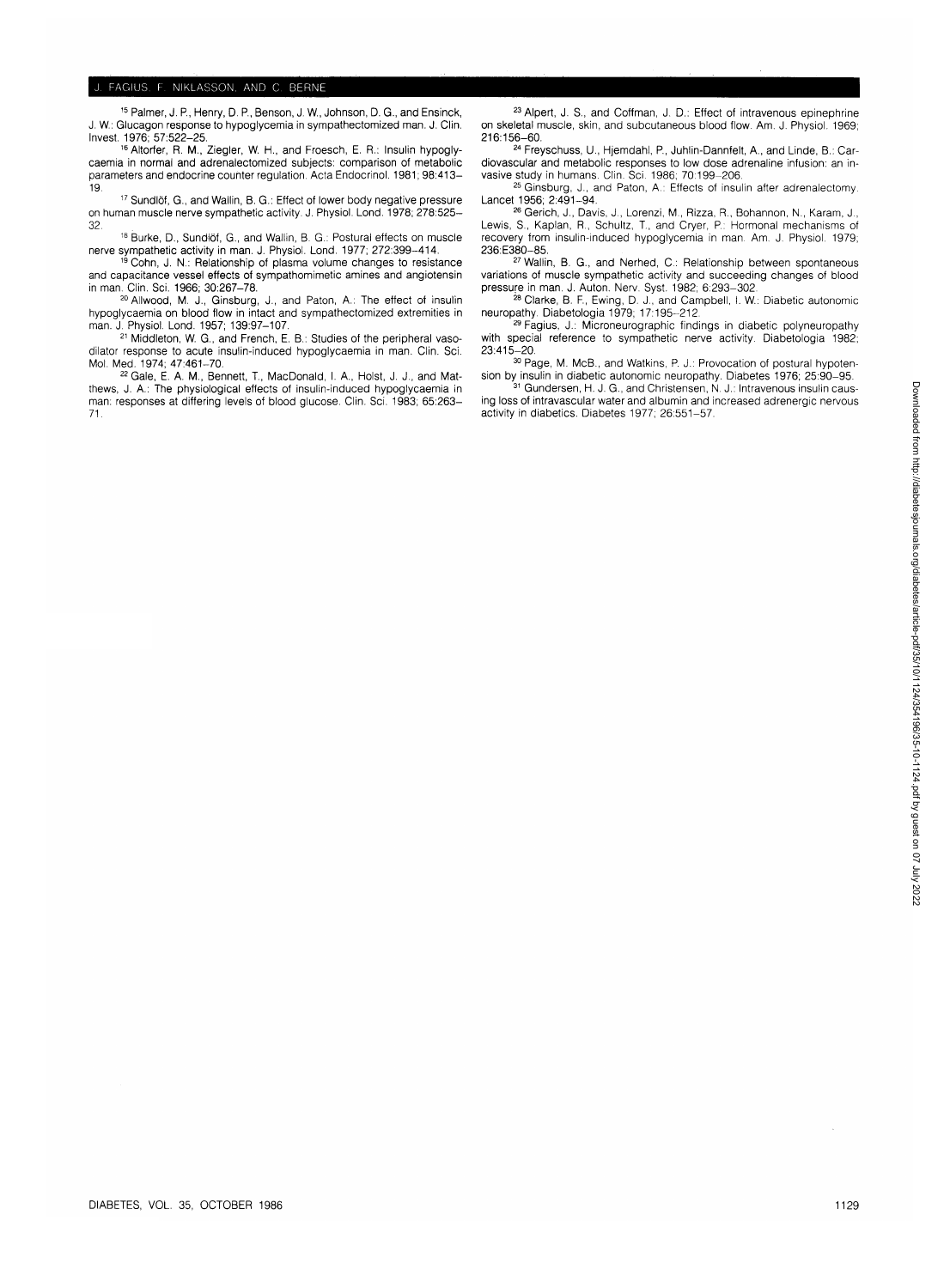[15] Palmer, J. P., Henry, D. P., Benson, J. W., Johnson, D. G., and Ensinck, J. W.: Glucagon response to hypoglycemia in sympathectomized man. J. Clin. Invest. 1976; 57:522–25.

[16] Altorfer, R. M., Ziegler, W. H., and Froesch, E. R.: Insulin hypoglycaemia in normal and adrenalectomized subjects: comparison of metabolic parameters and endocrine counter regulation. Acta Endocrinol. 1981; 98:413–19.

[17] Sundlöf, G., and Wallin, B. G.: Effect of lower body negative pressure on human muscle nerve sympathetic activity. J. Physiol. Lond. 1978; 278:525–32.

[18] Burke, D., Sundlöf, G., and Wallin, B. G.: Postural effects on muscle nerve sympathetic activity in man. J. Physiol. Lond. 1977; 272:399–414.

[19] Cohn, J. N.: Relationship of plasma volume changes to resistance and capacitance vessel effects of sympathomimetic amines and angiotensin in man. Clin. Sci. 1966; 30:267–78.

[20] Allwood, M. J., Ginsburg, J., and Paton, A.: The effect of insulin hypoglycaemia on blood flow in intact and sympathectomized extremities in man. J. Physiol. Lond. 1957; 139:97–107.

[21] Middleton, W. G., and French, E. B.: Studies of the peripheral vasodilator response to acute insulin-induced hypoglycaemia in man. Clin. Sci. Mol. Med. 1974; 47:461–70.

[22] Gale, E. A. M., Bennett, T., MacDonald, I. A., Holst, J. J., and Matthews, J. A.: The physiological effects of insulin-induced hypoglycaemia in man: responses at differing levels of blood glucose. Clin. Sci. 1983; 65:263–71.

[23] Alpert, J. S., and Coffman, J. D.: Effect of intravenous epinephrine on skeletal muscle, skin, and subcutaneous blood flow. Am. J. Physiol. 1969; 216:156–60.

[24] Freyschuss, U., Hjemdahl, P., Juhlin-Dannfelt, A., and Linde, B.: Cardiovascular and metabolic responses to low dose adrenaline infusion: an invasive study in humans. Clin. Sci. 1986; 70:199–206.

[25] Ginsburg, J., and Paton, A.: Effects of insulin after adrenalectomy. Lancet 1956; 2:491–94.

[26] Gerich, J., Davis, J., Lorenzi, M., Rizza, R., Bohannon, N., Karam, J., Lewis, S., Kaplan, R., Schultz, T., and Cryer, P.: Hormonal mechanisms of recovery from insulin-induced hypoglycemia in man. Am. J. Physiol. 1979; 236:E380–85.

[27] Wallin, B. G., and Nerhed, C.: Relationship between spontaneous variations of muscle sympathetic activity and succeeding changes of blood pressure in man. J. Auton. Nerv. Syst. 1982; 6:293–302.

[28] Clarke, B. F., Ewing, D. J., and Campbell, I. W.: Diabetic autonomic neuropathy. Diabetologia 1979; 17:195–212.

[29] Fagius, J.: Microneurographic findings in diabetic polyneuropathy with special reference to sympathetic nerve activity. Diabetologia 1982; 23:415–20.

[30] Page, M. McB., and Watkins, P. J.: Provocation of postural hypotension by insulin in diabetic autonomic neuropathy. Diabetes 1976; 25:90–95.

[31] Gundersen, H. J. G., and Christensen, N. J.: Intravenous insulin causing loss of intravascular water and albumin and increased adrenergic nervous activity in diabetics. Diabetes 1977; 26:551–57.